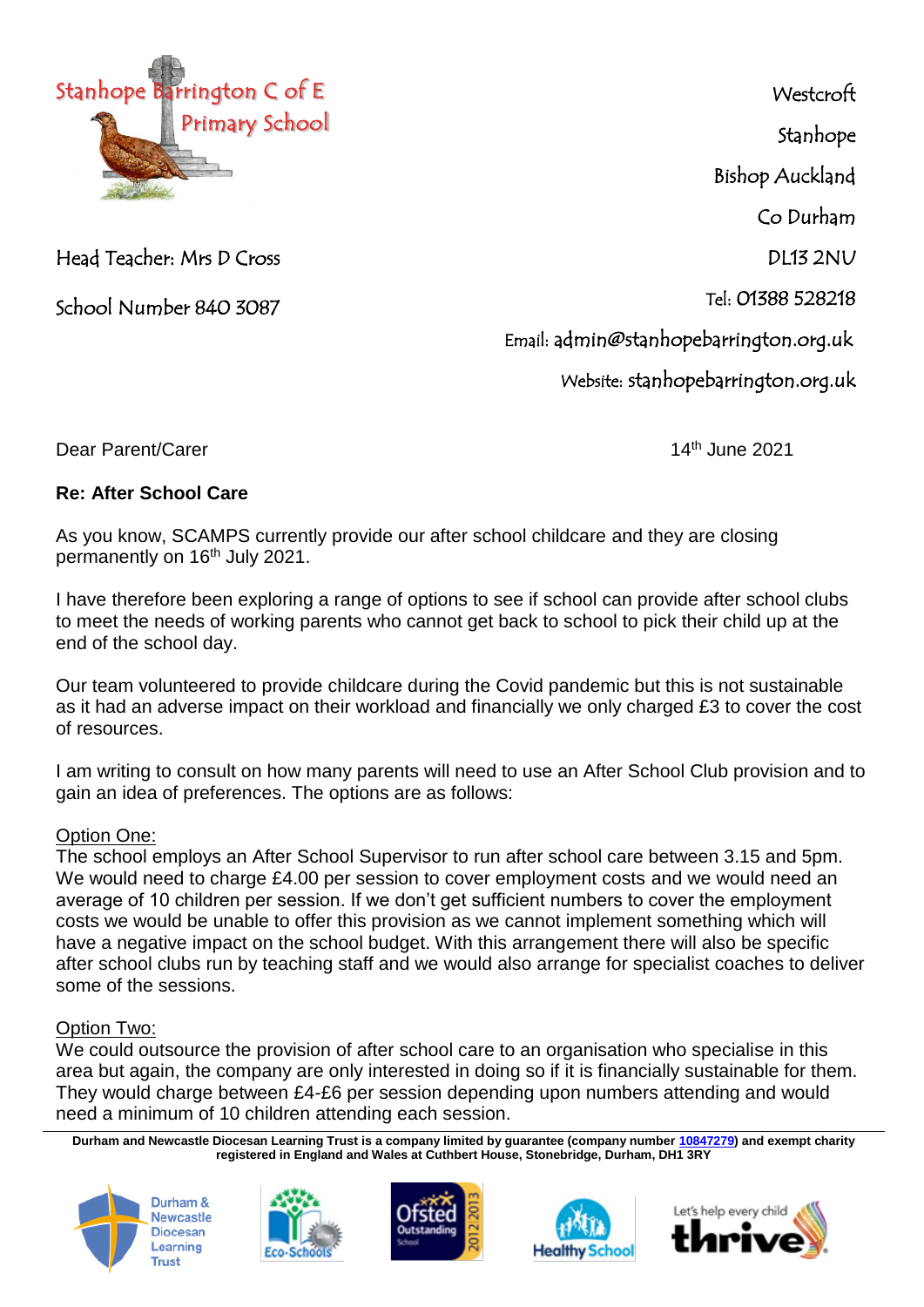Stanhope Barrington C of E Primary School

Head Teacher: Mrs D Cross

School Number 840 3087

Westcroft
Stanhope
Bishop Auckland
Co Durham
DL13 2NU

Tel: 01388 528218

Email: admin@stanhopebarrington.org.uk

Website: stanhopebarrington.org.uk

Dear Parent/Carer

14th June 2021

**Re: After School Care**

As you know, SCAMPS currently provide our after school childcare and they are closing permanently on 16th July 2021.

I have therefore been exploring a range of options to see if school can provide after school clubs to meet the needs of working parents who cannot get back to school to pick their child up at the end of the school day.

Our team volunteered to provide childcare during the Covid pandemic but this is not sustainable as it had an adverse impact on their workload and financially we only charged £3 to cover the cost of resources.

I am writing to consult on how many parents will need to use an After School Club provision and to gain an idea of preferences. The options are as follows:

<u>Option One:</u>
The school employs an After School Supervisor to run after school care between 3.15 and 5pm. We would need to charge £4.00 per session to cover employment costs and we would need an average of 10 children per session. If we don't get sufficient numbers to cover the employment costs we would be unable to offer this provision as we cannot implement something which will have a negative impact on the school budget. With this arrangement there will also be specific after school clubs run by teaching staff and we would also arrange for specialist coaches to deliver some of the sessions.

<u>Option Two:</u>
We could outsource the provision of after school care to an organisation who specialise in this area but again, the company are only interested in doing so if it is financially sustainable for them. They would charge between £4-£6 per session depending upon numbers attending and would need a minimum of 10 children attending each session.

**Durham and Newcastle Diocesan Learning Trust is a company limited by guarantee (company number 10847279) and exempt charity registered in England and Wales at Cuthbert House, Stonebridge, Durham, DH1 3RY**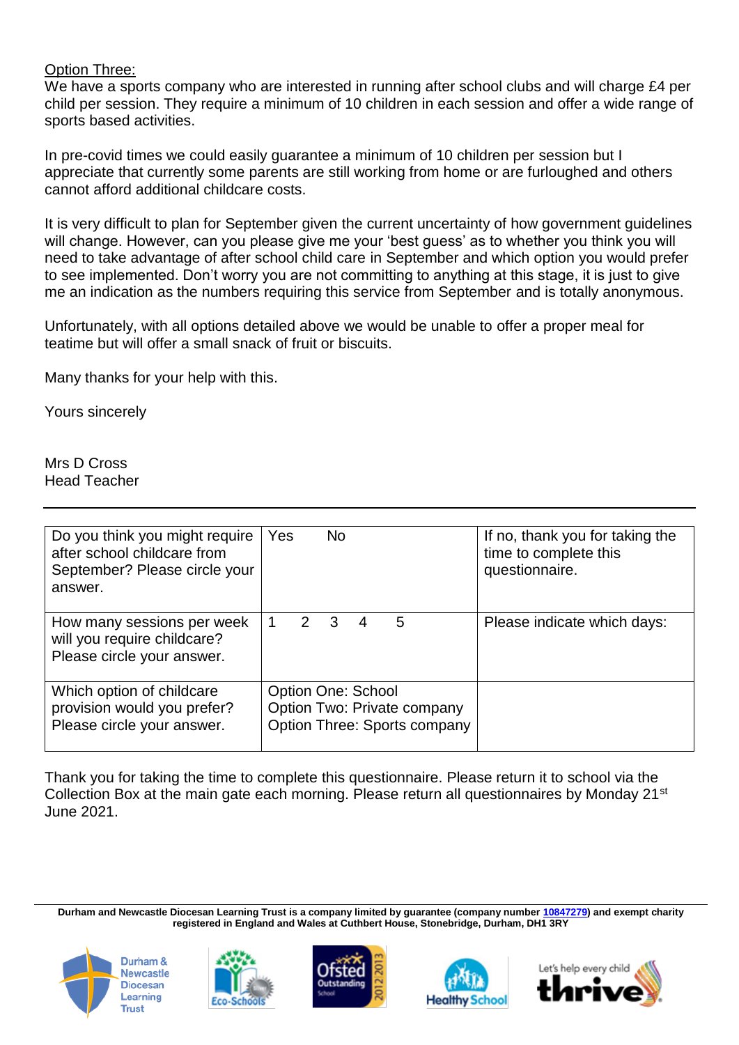Option Three:

We have a sports company who are interested in running after school clubs and will charge £4 per child per session. They require a minimum of 10 children in each session and offer a wide range of sports based activities.

In pre-covid times we could easily guarantee a minimum of 10 children per session but I appreciate that currently some parents are still working from home or are furloughed and others cannot afford additional childcare costs.

It is very difficult to plan for September given the current uncertainty of how government guidelines will change. However, can you please give me your 'best guess' as to whether you think you will need to take advantage of after school child care in September and which option you would prefer to see implemented. Don't worry you are not committing to anything at this stage, it is just to give me an indication as the numbers requiring this service from September and is totally anonymous.

Unfortunately, with all options detailed above we would be unable to offer a proper meal for teatime but will offer a small snack of fruit or biscuits.

Many thanks for your help with this.

Yours sincerely

Mrs D Cross
Head Teacher

---

| | | |
|---|---|---|
| Do you think you might require after school childcare from September? Please circle your answer. | Yes No | If no, thank you for taking the time to complete this questionnaire. |
| How many sessions per week will you require childcare? Please circle your answer. | 1 2 3 4 5 | Please indicate which days: |
| Which option of childcare provision would you prefer? Please circle your answer. | Option One: School<br>Option Two: Private company<br>Option Three: Sports company | |

Thank you for taking the time to complete this questionnaire. Please return it to school via the Collection Box at the main gate each morning. Please return all questionnaires by Monday 21st June 2021.

**Durham and Newcastle Diocesan Learning Trust is a company limited by guarantee (company number 10847279) and exempt charity registered in England and Wales at Cuthbert House, Stonebridge, Durham, DH1 3RY**